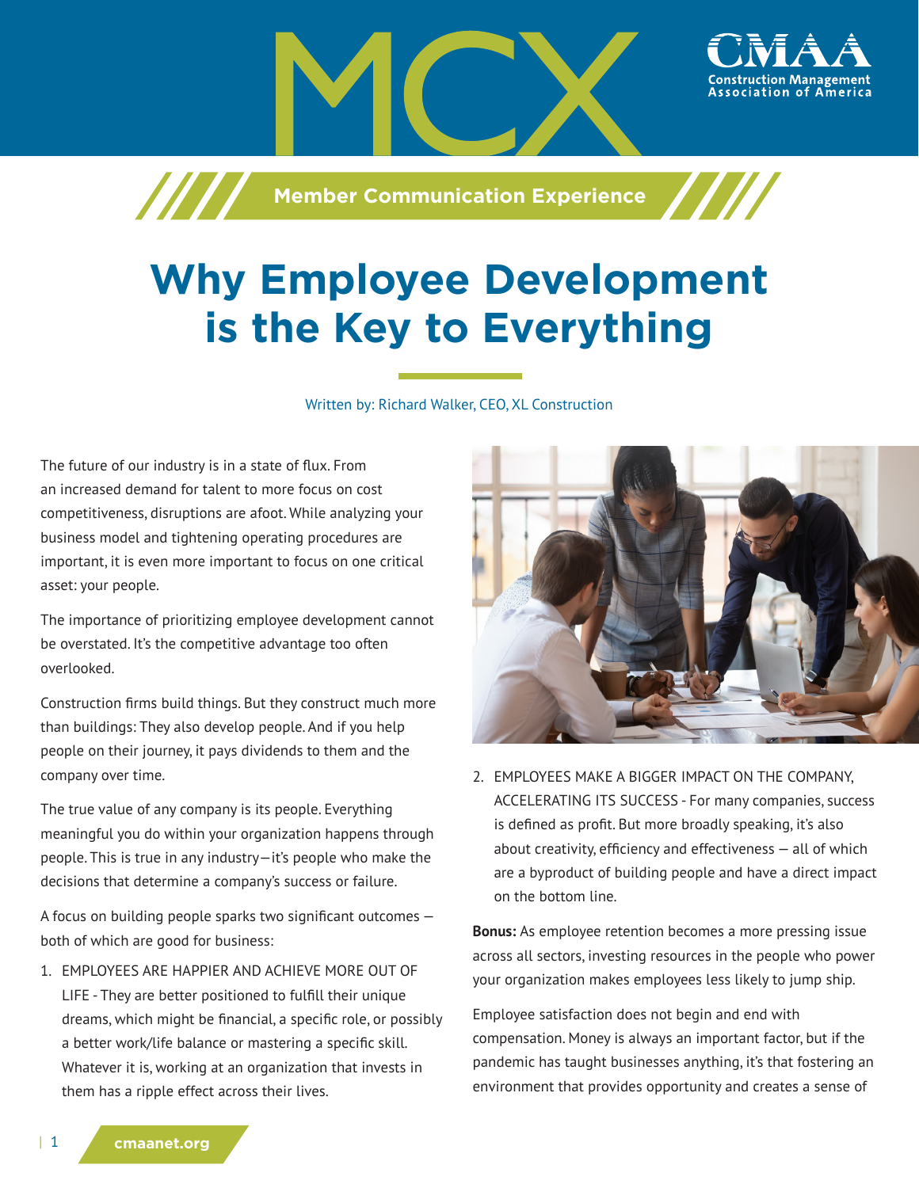MCX

Member Communication Experience

# Why Employee Development is the Key to Everything

Written by: Richard Walker, CEO, XL Construction

The future of our industry is in a state of flux. From an increased demand for talent to more focus on cost competitiveness, disruptions are afoot. While analyzing your business model and tightening operating procedures are important, it is even more important to focus on one critical asset: your people.

The importance of prioritizing employee development cannot be overstated. It's the competitive advantage too often overlooked.

Construction firms build things. But they construct much more than buildings: They also develop people. And if you help people on their journey, it pays dividends to them and the company over time.

The true value of any company is its people. Everything meaningful you do within your organization happens through people. This is true in any industry—it's people who make the decisions that determine a company's success or failure.

A focus on building people sparks two significant outcomes — both of which are good for business:

1. EMPLOYEES ARE HAPPIER AND ACHIEVE MORE OUT OF LIFE - They are better positioned to fulfill their unique dreams, which might be financial, a specific role, or possibly a better work/life balance or mastering a specific skill. Whatever it is, working at an organization that invests in them has a ripple effect across their lives.
2. EMPLOYEES MAKE A BIGGER IMPACT ON THE COMPANY, ACCELERATING ITS SUCCESS - For many companies, success is defined as profit. But more broadly speaking, it's also about creativity, efficiency and effectiveness — all of which are a byproduct of building people and have a direct impact on the bottom line.

**Bonus:** As employee retention becomes a more pressing issue across all sectors, investing resources in the people who power your organization makes employees less likely to jump ship.

Employee satisfaction does not begin and end with compensation. Money is always an important factor, but if the pandemic has taught businesses anything, it's that fostering an environment that provides opportunity and creates a sense of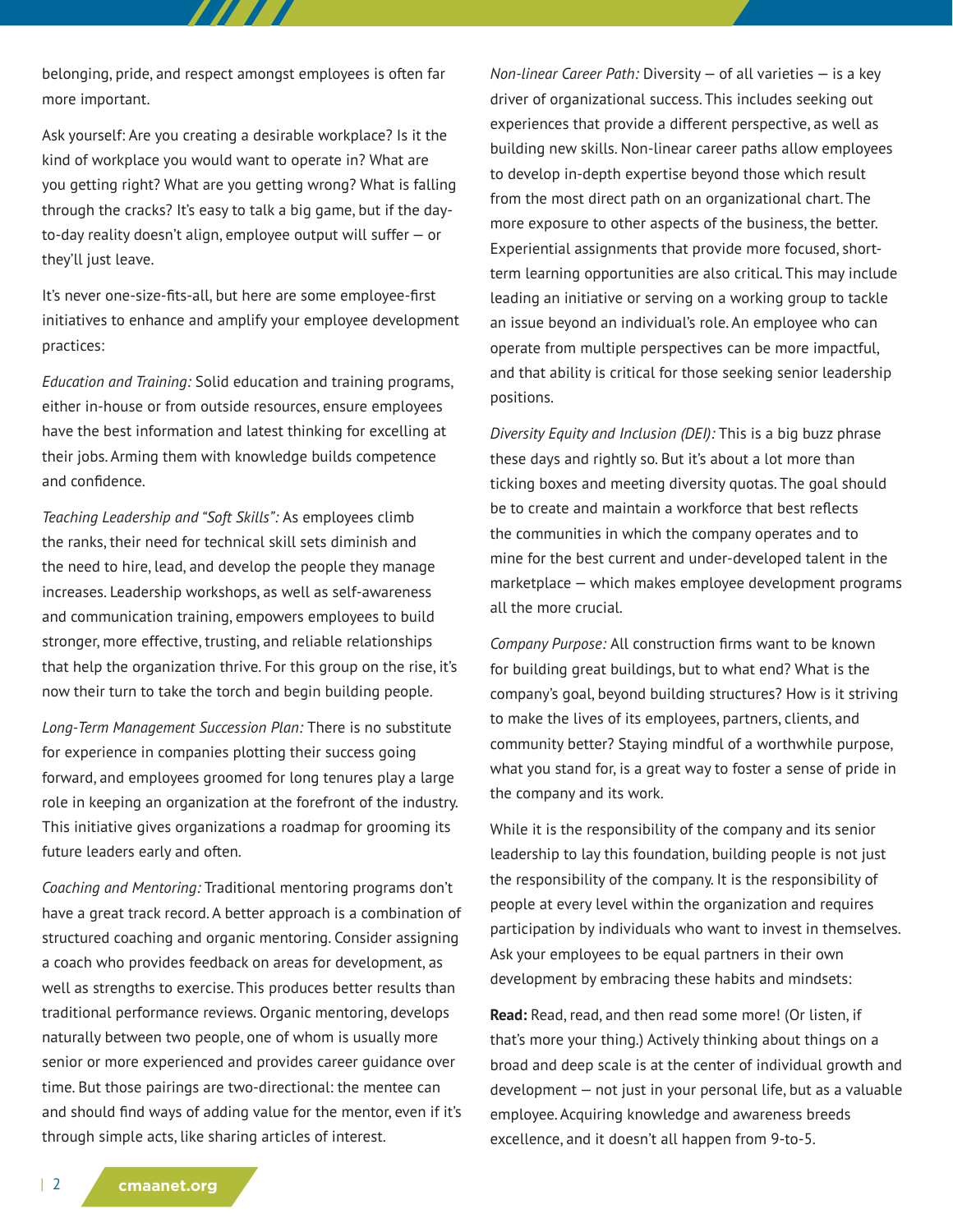belonging, pride, and respect amongst employees is often far more important.

Ask yourself: Are you creating a desirable workplace? Is it the kind of workplace you would want to operate in? What are you getting right? What are you getting wrong? What is falling through the cracks? It's easy to talk a big game, but if the day-to-day reality doesn't align, employee output will suffer — or they'll just leave.

It's never one-size-fits-all, but here are some employee-first initiatives to enhance and amplify your employee development practices:

*Education and Training:* Solid education and training programs, either in-house or from outside resources, ensure employees have the best information and latest thinking for excelling at their jobs. Arming them with knowledge builds competence and confidence.

*Teaching Leadership and "Soft Skills":* As employees climb the ranks, their need for technical skill sets diminish and the need to hire, lead, and develop the people they manage increases. Leadership workshops, as well as self-awareness and communication training, empowers employees to build stronger, more effective, trusting, and reliable relationships that help the organization thrive. For this group on the rise, it's now their turn to take the torch and begin building people.

*Long-Term Management Succession Plan:* There is no substitute for experience in companies plotting their success going forward, and employees groomed for long tenures play a large role in keeping an organization at the forefront of the industry. This initiative gives organizations a roadmap for grooming its future leaders early and often.

*Coaching and Mentoring:* Traditional mentoring programs don't have a great track record. A better approach is a combination of structured coaching and organic mentoring. Consider assigning a coach who provides feedback on areas for development, as well as strengths to exercise. This produces better results than traditional performance reviews. Organic mentoring, develops naturally between two people, one of whom is usually more senior or more experienced and provides career guidance over time. But those pairings are two-directional: the mentee can and should find ways of adding value for the mentor, even if it's through simple acts, like sharing articles of interest.

*Non-linear Career Path:* Diversity — of all varieties — is a key driver of organizational success. This includes seeking out experiences that provide a different perspective, as well as building new skills. Non-linear career paths allow employees to develop in-depth expertise beyond those which result from the most direct path on an organizational chart. The more exposure to other aspects of the business, the better. Experiential assignments that provide more focused, short-term learning opportunities are also critical. This may include leading an initiative or serving on a working group to tackle an issue beyond an individual's role. An employee who can operate from multiple perspectives can be more impactful, and that ability is critical for those seeking senior leadership positions.

*Diversity Equity and Inclusion (DEI):* This is a big buzz phrase these days and rightly so. But it's about a lot more than ticking boxes and meeting diversity quotas. The goal should be to create and maintain a workforce that best reflects the communities in which the company operates and to mine for the best current and under-developed talent in the marketplace — which makes employee development programs all the more crucial.

*Company Purpose:* All construction firms want to be known for building great buildings, but to what end? What is the company's goal, beyond building structures? How is it striving to make the lives of its employees, partners, clients, and community better? Staying mindful of a worthwhile purpose, what you stand for, is a great way to foster a sense of pride in the company and its work.

While it is the responsibility of the company and its senior leadership to lay this foundation, building people is not just the responsibility of the company. It is the responsibility of people at every level within the organization and requires participation by individuals who want to invest in themselves. Ask your employees to be equal partners in their own development by embracing these habits and mindsets:

**Read:** Read, read, and then read some more! (Or listen, if that's more your thing.) Actively thinking about things on a broad and deep scale is at the center of individual growth and development — not just in your personal life, but as a valuable employee. Acquiring knowledge and awareness breeds excellence, and it doesn't all happen from 9-to-5.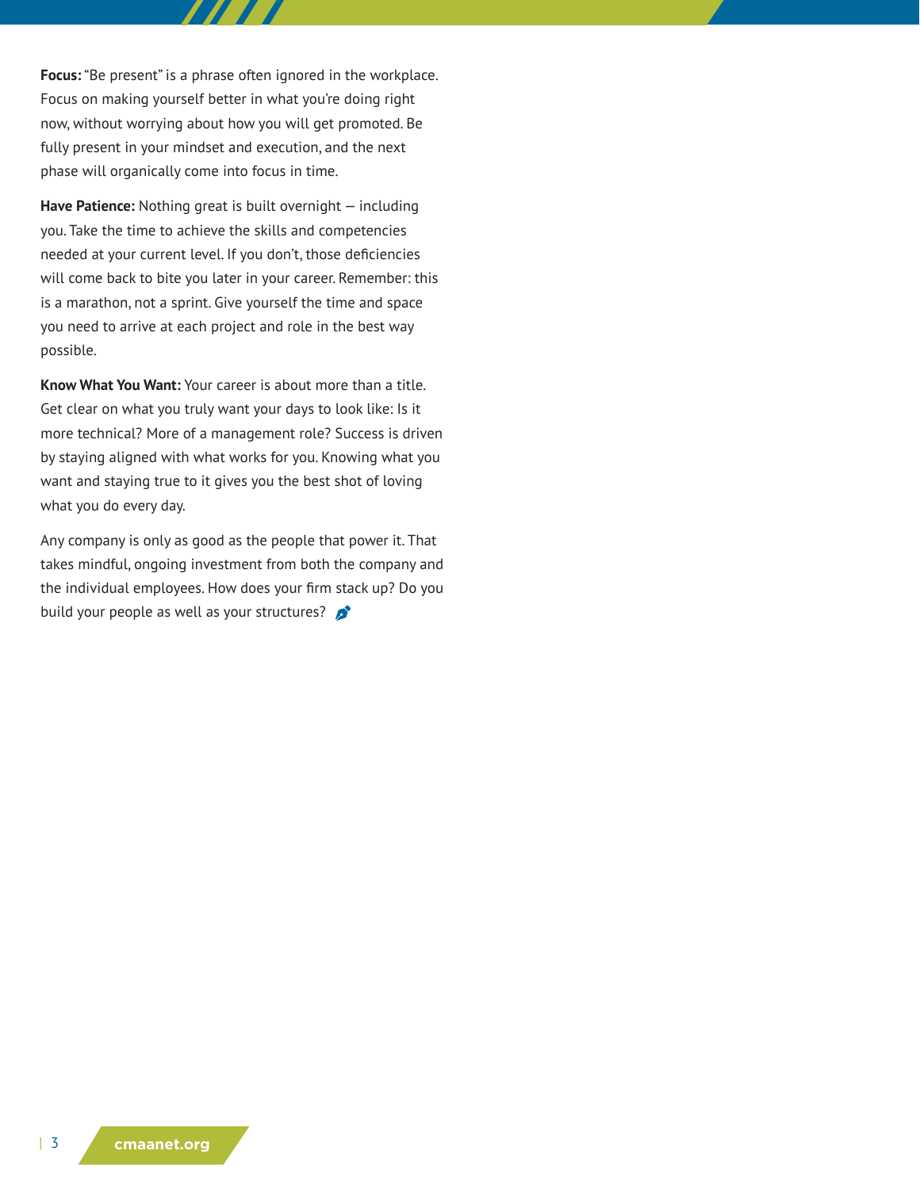**Focus:** "Be present" is a phrase often ignored in the workplace. Focus on making yourself better in what you're doing right now, without worrying about how you will get promoted. Be fully present in your mindset and execution, and the next phase will organically come into focus in time.

**Have Patience:** Nothing great is built overnight — including you. Take the time to achieve the skills and competencies needed at your current level. If you don't, those deficiencies will come back to bite you later in your career. Remember: this is a marathon, not a sprint. Give yourself the time and space you need to arrive at each project and role in the best way possible.

**Know What You Want:** Your career is about more than a title. Get clear on what you truly want your days to look like: Is it more technical? More of a management role? Success is driven by staying aligned with what works for you. Knowing what you want and staying true to it gives you the best shot of loving what you do every day.

Any company is only as good as the people that power it. That takes mindful, ongoing investment from both the company and the individual employees. How does your firm stack up? Do you build your people as well as your structures?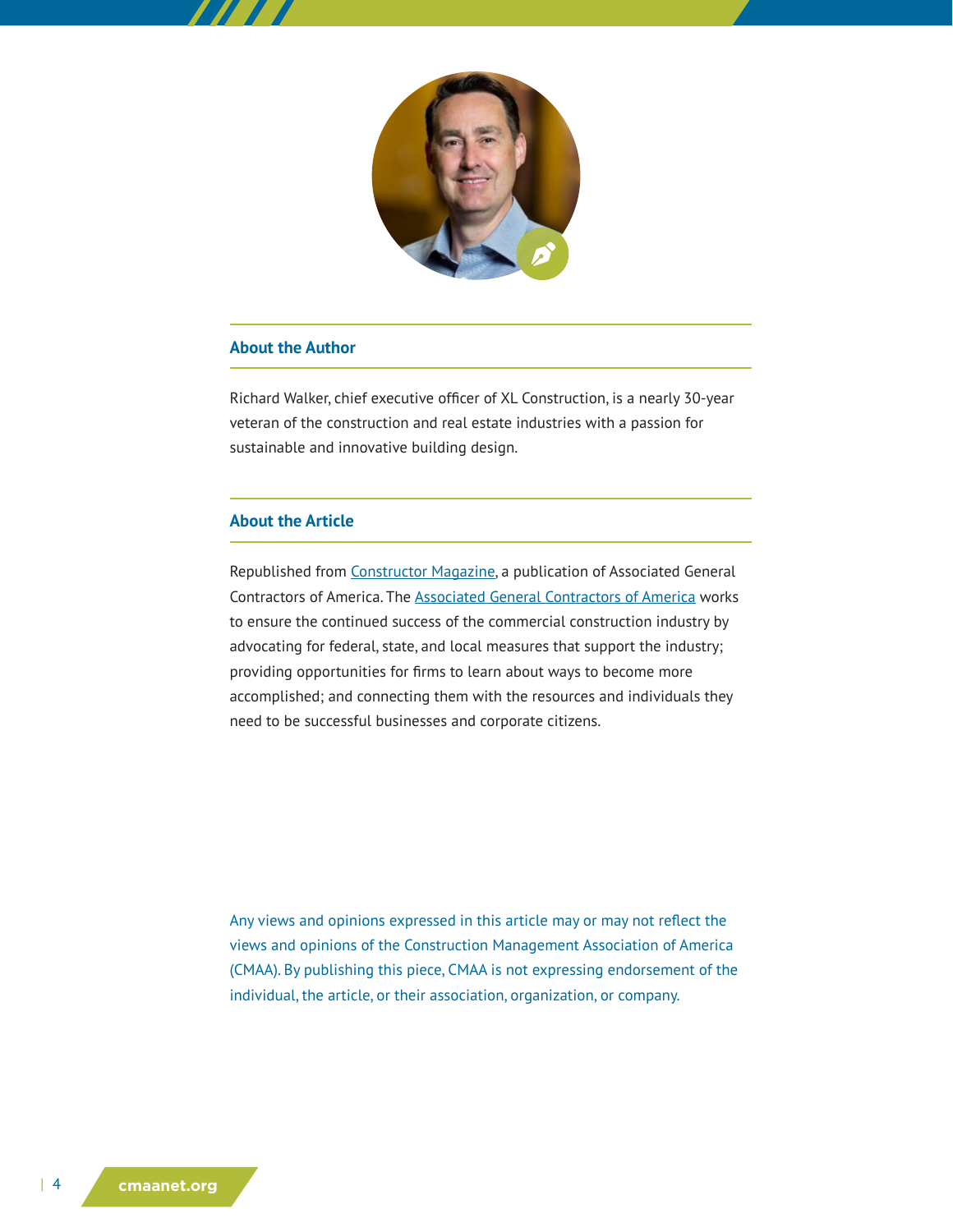## About the Author

Richard Walker, chief executive officer of XL Construction, is a nearly 30-year veteran of the construction and real estate industries with a passion for sustainable and innovative building design.

## About the Article

Republished from [Constructor Magazine], a publication of Associated General Contractors of America. The [Associated General Contractors of America] works to ensure the continued success of the commercial construction industry by advocating for federal, state, and local measures that support the industry; providing opportunities for firms to learn about ways to become more accomplished; and connecting them with the resources and individuals they need to be successful businesses and corporate citizens.

Any views and opinions expressed in this article may or may not reflect the views and opinions of the Construction Management Association of America (CMAA). By publishing this piece, CMAA is not expressing endorsement of the individual, the article, or their association, organization, or company.